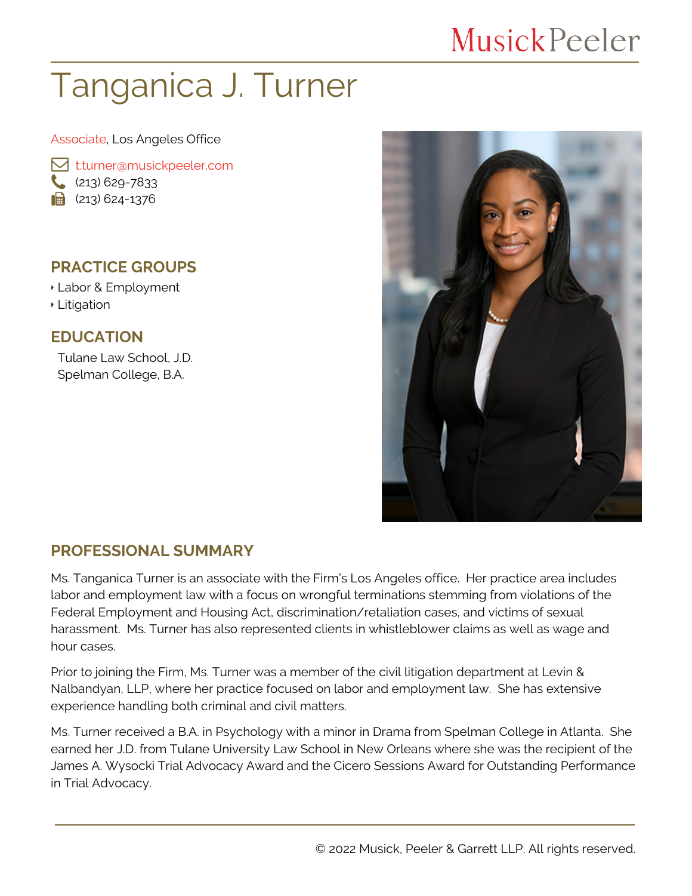MusickPeeler

# Tanganica J. Turner

Associate, Los Angeles Office

t.turner@musickpeeler.com
(213) 629-7833
(213) 624-1376

## PRACTICE GROUPS

- Labor & Employment
- Litigation

## EDUCATION

Tulane Law School, J.D.
Spelman College, B.A.

## PROFESSIONAL SUMMARY

Ms. Tanganica Turner is an associate with the Firm's Los Angeles office. Her practice area includes labor and employment law with a focus on wrongful terminations stemming from violations of the Federal Employment and Housing Act, discrimination/retaliation cases, and victims of sexual harassment. Ms. Turner has also represented clients in whistleblower claims as well as wage and hour cases.

Prior to joining the Firm, Ms. Turner was a member of the civil litigation department at Levin & Nalbandyan, LLP, where her practice focused on labor and employment law. She has extensive experience handling both criminal and civil matters.

Ms. Turner received a B.A. in Psychology with a minor in Drama from Spelman College in Atlanta. She earned her J.D. from Tulane University Law School in New Orleans where she was the recipient of the James A. Wysocki Trial Advocacy Award and the Cicero Sessions Award for Outstanding Performance in Trial Advocacy.

© 2022 Musick, Peeler & Garrett LLP. All rights reserved.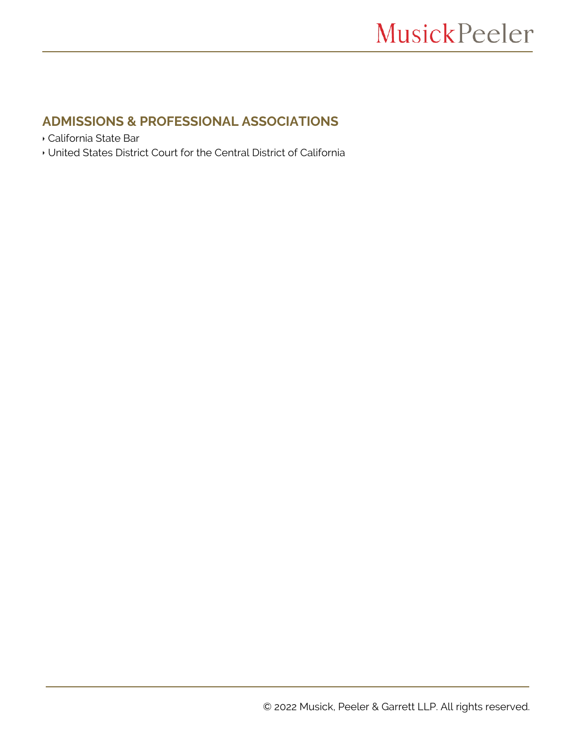## ADMISSIONS & PROFESSIONAL ASSOCIATIONS

- California State Bar
- United States District Court for the Central District of California